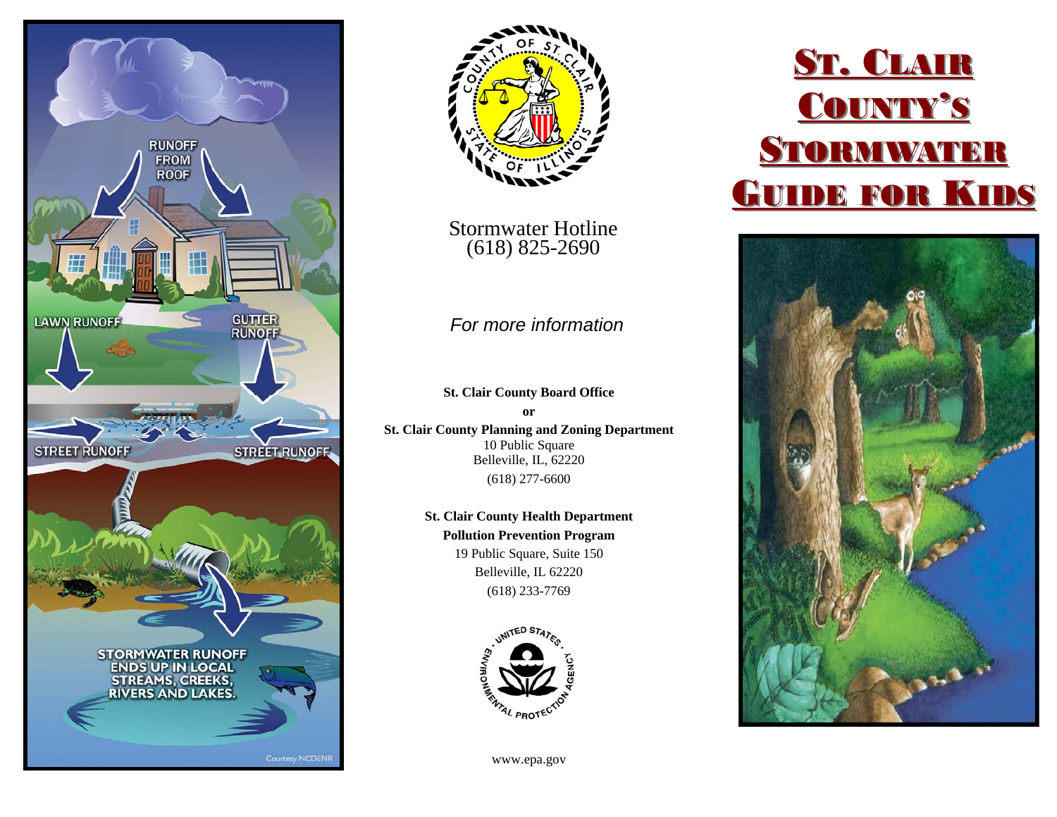# St. Clair County's Stormwater Guide for Kids

RUNOFF FROM ROOF

LAWN RUNOFF

GUTTER RUNOFF

STREET RUNOFF

STREET RUNOFF

STORMWATER RUNOFF ENDS UP IN LOCAL STREAMS, CREEKS, RIVERS AND LAKES.

Courtesy NCDENR

Stormwater Hotline
(618) 825-2690

*For more information*

**St. Clair County Board Office**

**or**

**St. Clair County Planning and Zoning Department**
10 Public Square
Belleville, IL, 62220
(618) 277-6600

**St. Clair County Health Department**
**Pollution Prevention Program**
19 Public Square, Suite 150
Belleville, IL 62220
(618) 233-7769

www.epa.gov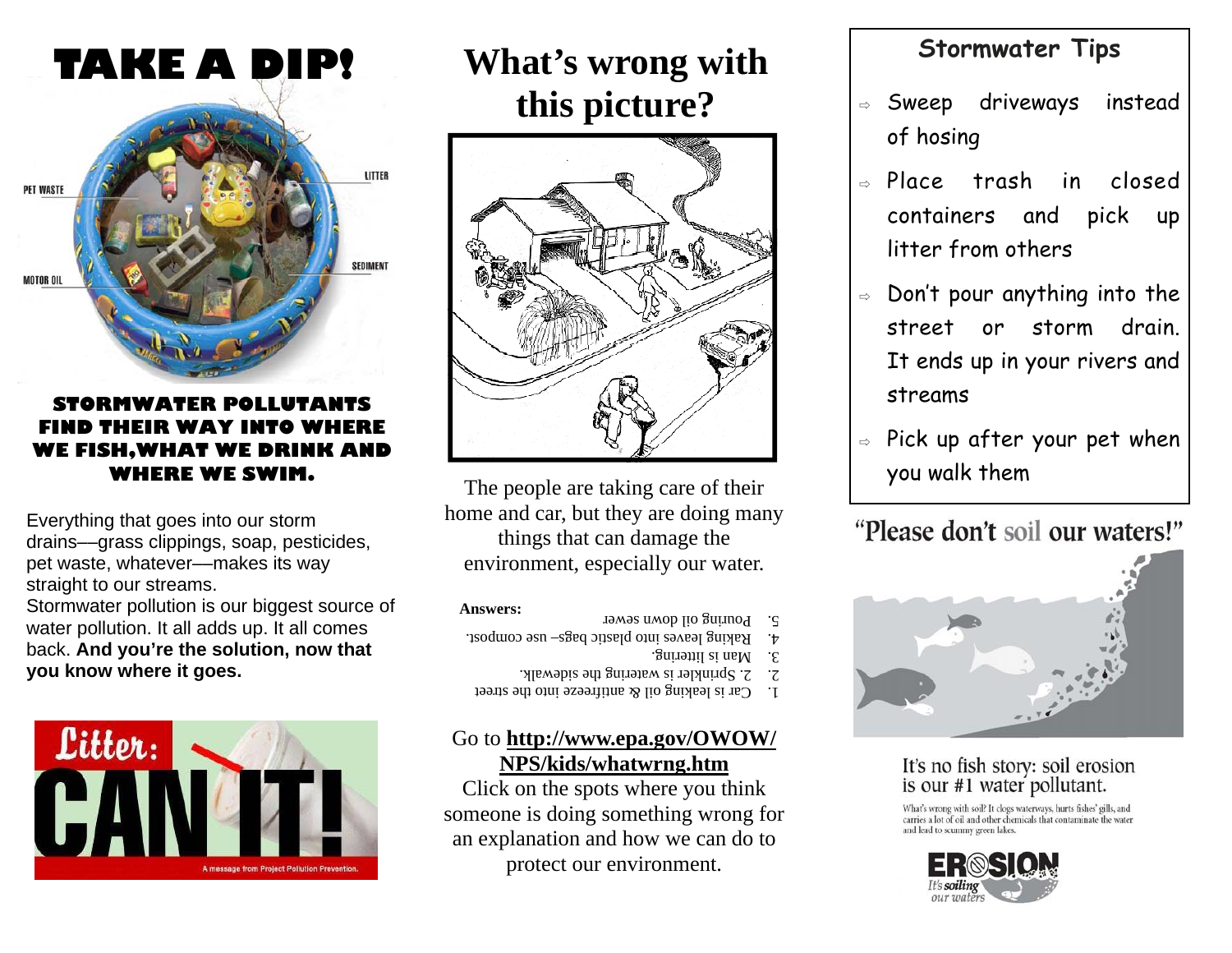# TAKE A DIP!

PET WASTE

LITTER

SEDIMENT

MOTOR OIL

**STORMWATER POLLUTANTS FIND THEIR WAY INTO WHERE WE FISH,WHAT WE DRINK AND WHERE WE SWIM.**

Everything that goes into our storm drains—grass clippings, soap, pesticides, pet waste, whatever—makes its way straight to our streams.

Stormwater pollution is our biggest source of water pollution. It all adds up. It all comes back. **And you're the solution, now that you know where it goes.**

Litter: CAN IT!

A message from Project Pollution Prevention.

# What's wrong with this picture?

The people are taking care of their home and car, but they are doing many things that can damage the environment, especially our water.

**Answers:**

1. Car is leaking oil & antifreeze into the street
2. 2. Sprinkler is watering the sidewalk.
3. Man is littering.
4. Raking leaves into plastic bags– use compost.
5. Pouring oil down sewer

Go to **http://www.epa.gov/OWOW/NPS/kids/whatwrng.htm**

Click on the spots where you think someone is doing something wrong for an explanation and how we can do to protect our environment.

## Stormwater Tips

- Sweep driveways instead of hosing
- Place trash in closed containers and pick up litter from others
- Don't pour anything into the street or storm drain. It ends up in your rivers and streams
- Pick up after your pet when you walk them

## "Please don't soil our waters!"

It's no fish story: soil erosion is our #1 water pollutant.

What's wrong with soil? It clogs waterways, hurts fishes' gills, and carries a lot of oil and other chemicals that contaminate the water and lead to scummy green lakes.

EROSION

It's soiling our waters